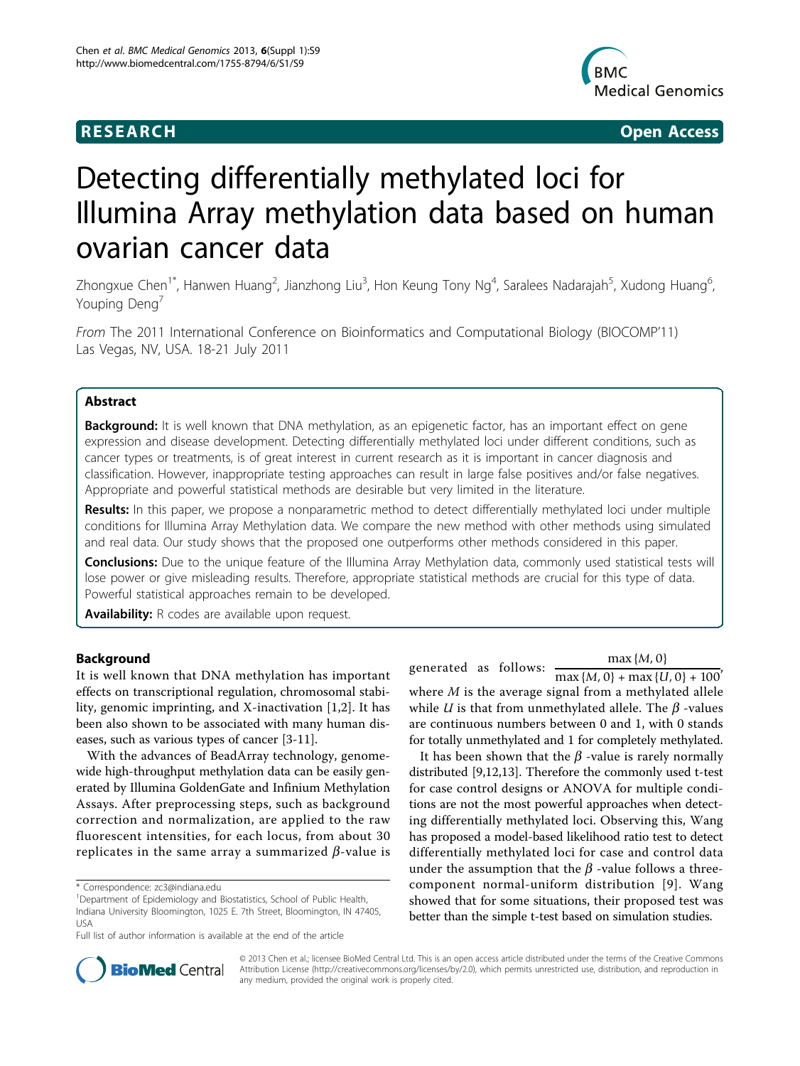RESEARCH Open Access

# Detecting differentially methylated loci for Illumina Array methylation data based on human ovarian cancer data

Zhongxue Chen[1*], Hanwen Huang[2], Jianzhong Liu[3], Hon Keung Tony Ng[4], Saralees Nadarajah[5], Xudong Huang[6], Youping Deng[7]

*From* The 2011 International Conference on Bioinformatics and Computational Biology (BIOCOMP'11) Las Vegas, NV, USA. 18-21 July 2011

## Abstract

**Background:** It is well known that DNA methylation, as an epigenetic factor, has an important effect on gene expression and disease development. Detecting differentially methylated loci under different conditions, such as cancer types or treatments, is of great interest in current research as it is important in cancer diagnosis and classification. However, inappropriate testing approaches can result in large false positives and/or false negatives. Appropriate and powerful statistical methods are desirable but very limited in the literature.

**Results:** In this paper, we propose a nonparametric method to detect differentially methylated loci under multiple conditions for Illumina Array Methylation data. We compare the new method with other methods using simulated and real data. Our study shows that the proposed one outperforms other methods considered in this paper.

**Conclusions:** Due to the unique feature of the Illumina Array Methylation data, commonly used statistical tests will lose power or give misleading results. Therefore, appropriate statistical methods are crucial for this type of data. Powerful statistical approaches remain to be developed.

**Availability:** R codes are available upon request.

## Background

It is well known that DNA methylation has important effects on transcriptional regulation, chromosomal stability, genomic imprinting, and X-inactivation [1,2]. It has been also shown to be associated with many human diseases, such as various types of cancer [3-11].

With the advances of BeadArray technology, genome-wide high-throughput methylation data can be easily generated by Illumina GoldenGate and Infinium Methylation Assays. After preprocessing steps, such as background correction and normalization, are applied to the raw fluorescent intensities, for each locus, from about 30 replicates in the same array a summarized $\beta$-value is generated as follows: $\frac{\max\{M, 0\}}{\max\{M, 0\} + \max\{U, 0\} + 100}$, where $M$ is the average signal from a methylated allele while $U$ is that from unmethylated allele. The $\beta$ -values are continuous numbers between 0 and 1, with 0 stands for totally unmethylated and 1 for completely methylated.

It has been shown that the $\beta$ -value is rarely normally distributed [9,12,13]. Therefore the commonly used t-test for case control designs or ANOVA for multiple conditions are not the most powerful approaches when detecting differentially methylated loci. Observing this, Wang has proposed a model-based likelihood ratio test to detect differentially methylated loci for case and control data under the assumption that the $\beta$ -value follows a three-component normal-uniform distribution [9]. Wang showed that for some situations, their proposed test was better than the simple t-test based on simulation studies.

* Correspondence: zc3@indiana.edu

[1]Department of Epidemiology and Biostatistics, School of Public Health, Indiana University Bloomington, 1025 E. 7th Street, Bloomington, IN 47405, USA

Full list of author information is available at the end of the article

© 2013 Chen et al.; licensee BioMed Central Ltd. This is an open access article distributed under the terms of the Creative Commons Attribution License (http://creativecommons.org/licenses/by/2.0), which permits unrestricted use, distribution, and reproduction in any medium, provided the original work is properly cited.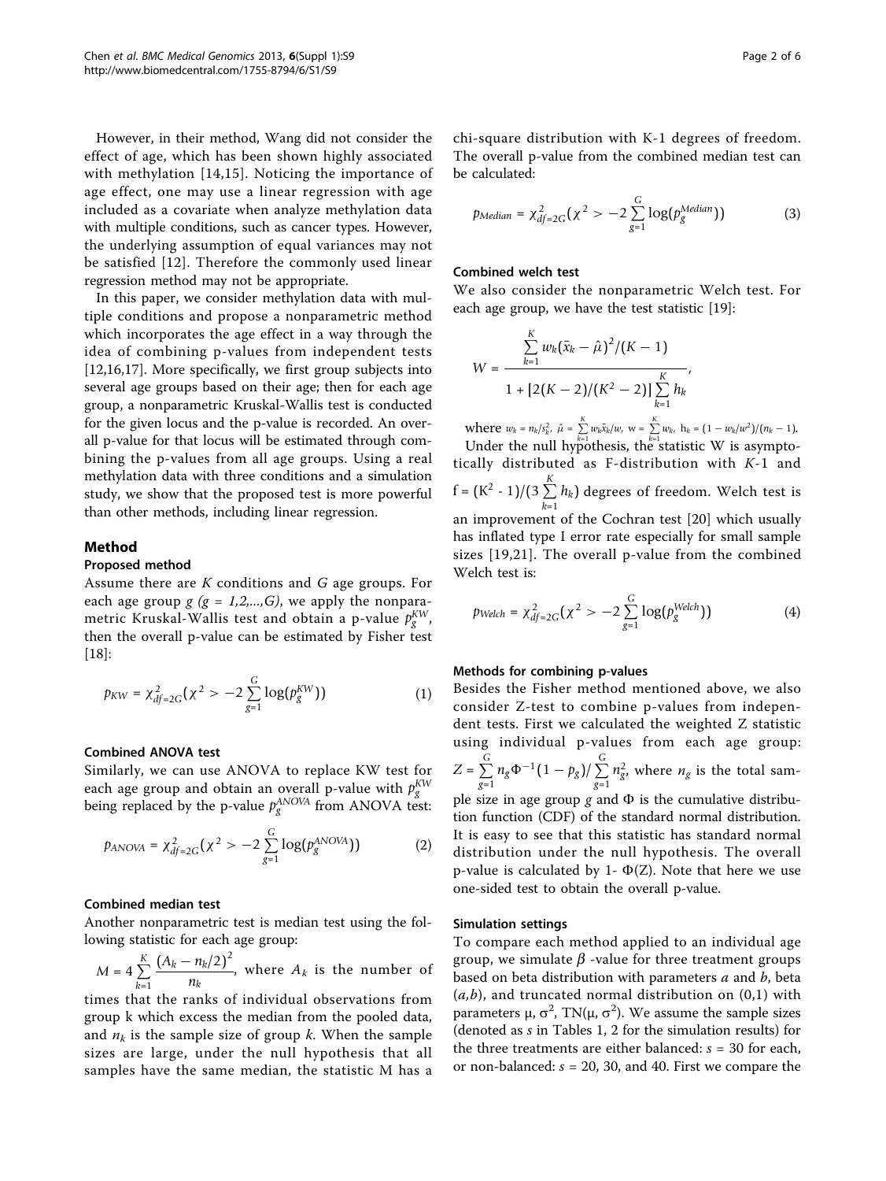However, in their method, Wang did not consider the effect of age, which has been shown highly associated with methylation [14,15]. Noticing the importance of age effect, one may use a linear regression with age included as a covariate when analyze methylation data with multiple conditions, such as cancer types. However, the underlying assumption of equal variances may not be satisfied [12]. Therefore the commonly used linear regression method may not be appropriate.

In this paper, we consider methylation data with multiple conditions and propose a nonparametric method which incorporates the age effect in a way through the idea of combining p-values from independent tests [12,16,17]. More specifically, we first group subjects into several age groups based on their age; then for each age group, a nonparametric Kruskal-Wallis test is conducted for the given locus and the p-value is recorded. An overall p-value for that locus will be estimated through combining the p-values from all age groups. Using a real methylation data with three conditions and a simulation study, we show that the proposed test is more powerful than other methods, including linear regression.

## Method

### Proposed method

Assume there are $K$ conditions and $G$ age groups. For each age group $g$ ($g = 1,2,...,G$), we apply the nonparametric Kruskal-Wallis test and obtain a p-value $p_g^{KW}$, then the overall p-value can be estimated by Fisher test [18]:

$$p_{KW} = \chi^2_{df=2G}\left(\chi^2 > -2\sum_{g=1}^{G}\log(p_g^{KW})\right) \tag{1}$$

### Combined ANOVA test

Similarly, we can use ANOVA to replace KW test for each age group and obtain an overall p-value with $p_g^{KW}$ being replaced by the p-value $p_g^{ANOVA}$ from ANOVA test:

$$p_{ANOVA} = \chi^2_{df=2G}\left(\chi^2 > -2\sum_{g=1}^{G}\log(p_g^{ANOVA})\right) \tag{2}$$

### Combined median test

Another nonparametric test is median test using the following statistic for each age group:

$M = 4\sum_{k=1}^{K}\frac{(A_k - n_k/2)^2}{n_k}$, where $A_k$ is the number of times that the ranks of individual observations from group k which excess the median from the pooled data, and $n_k$ is the sample size of group $k$. When the sample sizes are large, under the null hypothesis that all samples have the same median, the statistic M has a chi-square distribution with K-1 degrees of freedom. The overall p-value from the combined median test can be calculated:

$$p_{Median} = \chi^2_{df=2G}\left(\chi^2 > -2\sum_{g=1}^{G}\log(p_g^{Median})\right) \tag{3}$$

### Combined welch test

We also consider the nonparametric Welch test. For each age group, we have the test statistic [19]:

$$W = \frac{\sum_{k=1}^{K} w_k(\bar{x}_k - \hat{\mu})^2/(K-1)}{1 + [2(K-2)/(K^2-2)]\sum_{k=1}^{K} h_k},$$

where $w_k = n_k/s_k^2$, $\hat{\mu} = \sum_{k=1}^{K} w_k\bar{x}_k/w$, $w = \sum_{k=1}^{K} w_k$, $h_k = (1 - w_k/w^2)/(n_k - 1)$.

Under the null hypothesis, the statistic W is asymptotically distributed as F-distribution with $K$-1 and $f = (K^2 - 1)/(3\sum_{k=1}^{K} h_k)$ degrees of freedom. Welch test is an improvement of the Cochran test [20] which usually has inflated type I error rate especially for small sample sizes [19,21]. The overall p-value from the combined Welch test is:

$$p_{Welch} = \chi^2_{df=2G}\left(\chi^2 > -2\sum_{g=1}^{G}\log(p_g^{Welch})\right) \tag{4}$$

### Methods for combining p-values

Besides the Fisher method mentioned above, we also consider Z-test to combine p-values from independent tests. First we calculated the weighted Z statistic using individual p-values from each age group: $Z = \sum_{g=1}^{G} n_g\Phi^{-1}(1-p_g)/\sum_{g=1}^{G} n_g^2$, where $n_g$ is the total sample size in age group $g$ and $\Phi$ is the cumulative distribution function (CDF) of the standard normal distribution. It is easy to see that this statistic has standard normal distribution under the null hypothesis. The overall p-value is calculated by 1- $\Phi(Z)$. Note that here we use one-sided test to obtain the overall p-value.

### Simulation settings

To compare each method applied to an individual age group, we simulate $\beta$ -value for three treatment groups based on beta distribution with parameters $a$ and $b$, beta $(a,b)$, and truncated normal distribution on (0,1) with parameters $\mu$, $\sigma^2$, TN($\mu$, $\sigma^2$). We assume the sample sizes (denoted as $s$ in Tables 1, 2 for the simulation results) for the three treatments are either balanced: $s$ = 30 for each, or non-balanced: $s$ = 20, 30, and 40. First we compare the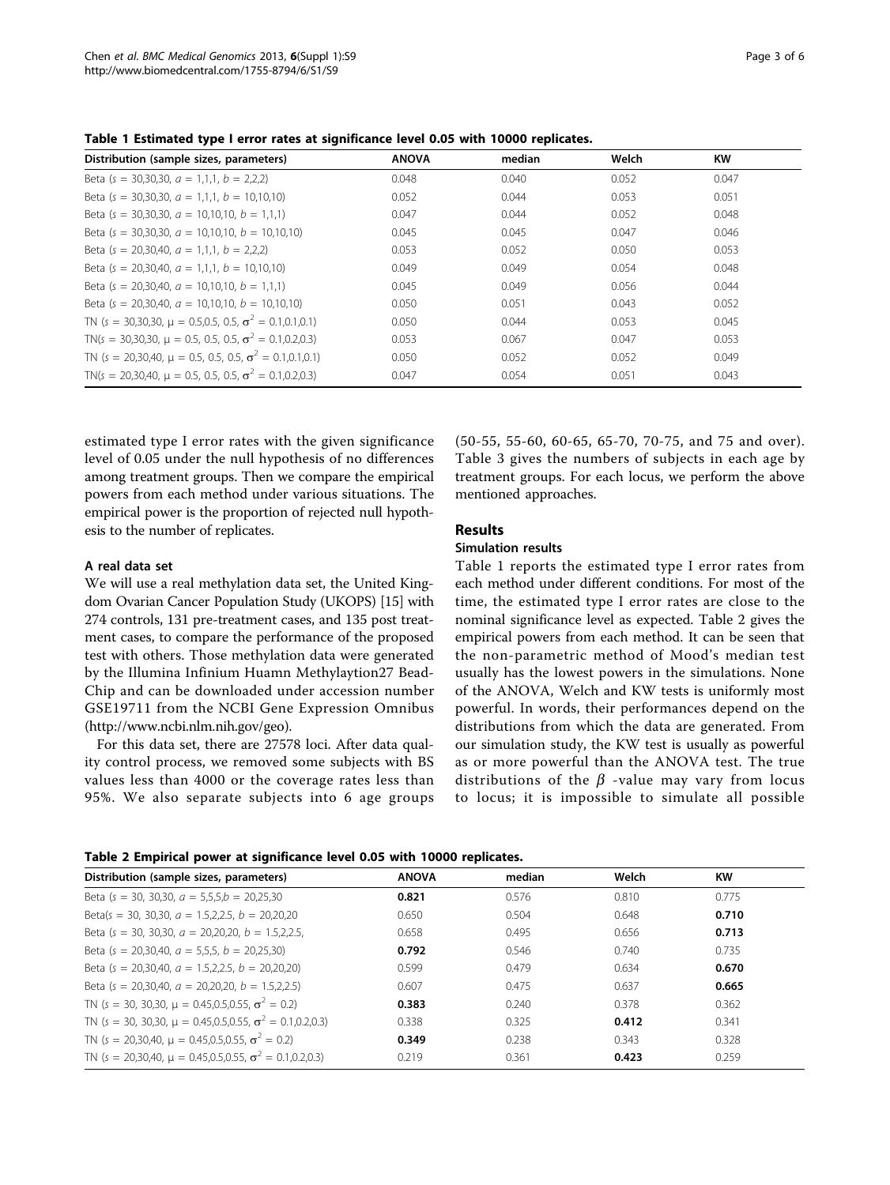**Table 1 Estimated type I error rates at significance level 0.05 with 10000 replicates.**

| Distribution (sample sizes, parameters) | ANOVA | median | Welch | KW |
|---|---|---|---|---|
| Beta ($s$ = 30,30,30, $a$ = 1,1,1, $b$ = 2,2,2) | 0.048 | 0.040 | 0.052 | 0.047 |
| Beta ($s$ = 30,30,30, $a$ = 1,1,1, $b$ = 10,10,10) | 0.052 | 0.044 | 0.053 | 0.051 |
| Beta ($s$ = 30,30,30, $a$ = 10,10,10, $b$ = 1,1,1) | 0.047 | 0.044 | 0.052 | 0.048 |
| Beta ($s$ = 30,30,30, $a$ = 10,10,10, $b$ = 10,10,10) | 0.045 | 0.045 | 0.047 | 0.046 |
| Beta ($s$ = 20,30,40, $a$ = 1,1,1, $b$ = 2,2,2) | 0.053 | 0.052 | 0.050 | 0.053 |
| Beta ($s$ = 20,30,40, $a$ = 1,1,1, $b$ = 10,10,10) | 0.049 | 0.049 | 0.054 | 0.048 |
| Beta ($s$ = 20,30,40, $a$ = 10,10,10, $b$ = 1,1,1) | 0.045 | 0.049 | 0.056 | 0.044 |
| Beta ($s$ = 20,30,40, $a$ = 10,10,10, $b$ = 10,10,10) | 0.050 | 0.051 | 0.043 | 0.052 |
| TN ($s$ = 30,30,30, $\mu$ = 0.5,0.5, 0.5, $\sigma^2$ = 0.1,0.1,0.1) | 0.050 | 0.044 | 0.053 | 0.045 |
| TN($s$ = 30,30,30, $\mu$ = 0.5, 0.5, 0.5, $\sigma^2$ = 0.1,0.2,0.3) | 0.053 | 0.067 | 0.047 | 0.053 |
| TN ($s$ = 20,30,40, $\mu$ = 0.5, 0.5, 0.5, $\sigma^2$ = 0.1,0.1,0.1) | 0.050 | 0.052 | 0.052 | 0.049 |
| TN($s$ = 20,30,40, $\mu$ = 0.5, 0.5, 0.5, $\sigma^2$ = 0.1,0.2,0.3) | 0.047 | 0.054 | 0.051 | 0.043 |

estimated type I error rates with the given significance level of 0.05 under the null hypothesis of no differences among treatment groups. Then we compare the empirical powers from each method under various situations. The empirical power is the proportion of rejected null hypothesis to the number of replicates.

### A real data set

We will use a real methylation data set, the United Kingdom Ovarian Cancer Population Study (UKOPS) [15] with 274 controls, 131 pre-treatment cases, and 135 post treatment cases, to compare the performance of the proposed test with others. Those methylation data were generated by the Illumina Infinium Huamn Methylaytion27 BeadChip and can be downloaded under accession number GSE19711 from the NCBI Gene Expression Omnibus (http://www.ncbi.nlm.nih.gov/geo).

For this data set, there are 27578 loci. After data quality control process, we removed some subjects with BS values less than 4000 or the coverage rates less than 95%. We also separate subjects into 6 age groups (50-55, 55-60, 60-65, 65-70, 70-75, and 75 and over). Table 3 gives the numbers of subjects in each age by treatment groups. For each locus, we perform the above mentioned approaches.

## Results

### Simulation results

Table 1 reports the estimated type I error rates from each method under different conditions. For most of the time, the estimated type I error rates are close to the nominal significance level as expected. Table 2 gives the empirical powers from each method. It can be seen that the non-parametric method of Mood's median test usually has the lowest powers in the simulations. None of the ANOVA, Welch and KW tests is uniformly most powerful. In words, their performances depend on the distributions from which the data are generated. From our simulation study, the KW test is usually as powerful as or more powerful than the ANOVA test. The true distributions of the $\beta$ -value may vary from locus to locus; it is impossible to simulate all possible

**Table 2 Empirical power at significance level 0.05 with 10000 replicates.**

| Distribution (sample sizes, parameters) | ANOVA | median | Welch | KW |
|---|---|---|---|---|
| Beta ($s$ = 30, 30,30, $a$ = 5,5,5,$b$ = 20,25,30 | **0.821** | 0.576 | 0.810 | 0.775 |
| Beta($s$ = 30, 30,30, $a$ = 1.5,2,2.5, $b$ = 20,20,20 | 0.650 | 0.504 | 0.648 | **0.710** |
| Beta ($s$ = 30, 30,30, $a$ = 20,20,20, $b$ = 1.5,2,2.5, | 0.658 | 0.495 | 0.656 | **0.713** |
| Beta ($s$ = 20,30,40, $a$ = 5,5,5, $b$ = 20,25,30) | **0.792** | 0.546 | 0.740 | 0.735 |
| Beta ($s$ = 20,30,40, $a$ = 1.5,2,2.5, $b$ = 20,20,20) | 0.599 | 0.479 | 0.634 | **0.670** |
| Beta ($s$ = 20,30,40, $a$ = 20,20,20, $b$ = 1.5,2,2.5) | 0.607 | 0.475 | 0.637 | **0.665** |
| TN ($s$ = 30, 30,30, $\mu$ = 0.45,0.5,0.55, $\sigma^2$ = 0.2) | **0.383** | 0.240 | 0.378 | 0.362 |
| TN ($s$ = 30, 30,30, $\mu$ = 0.45,0.5,0.55, $\sigma^2$ = 0.1,0.2,0.3) | 0.338 | 0.325 | **0.412** | 0.341 |
| TN ($s$ = 20,30,40, $\mu$ = 0.45,0.5,0.55, $\sigma^2$ = 0.2) | **0.349** | 0.238 | 0.343 | 0.328 |
| TN ($s$ = 20,30,40, $\mu$ = 0.45,0.5,0.55, $\sigma^2$ = 0.1,0.2,0.3) | 0.219 | 0.361 | **0.423** | 0.259 |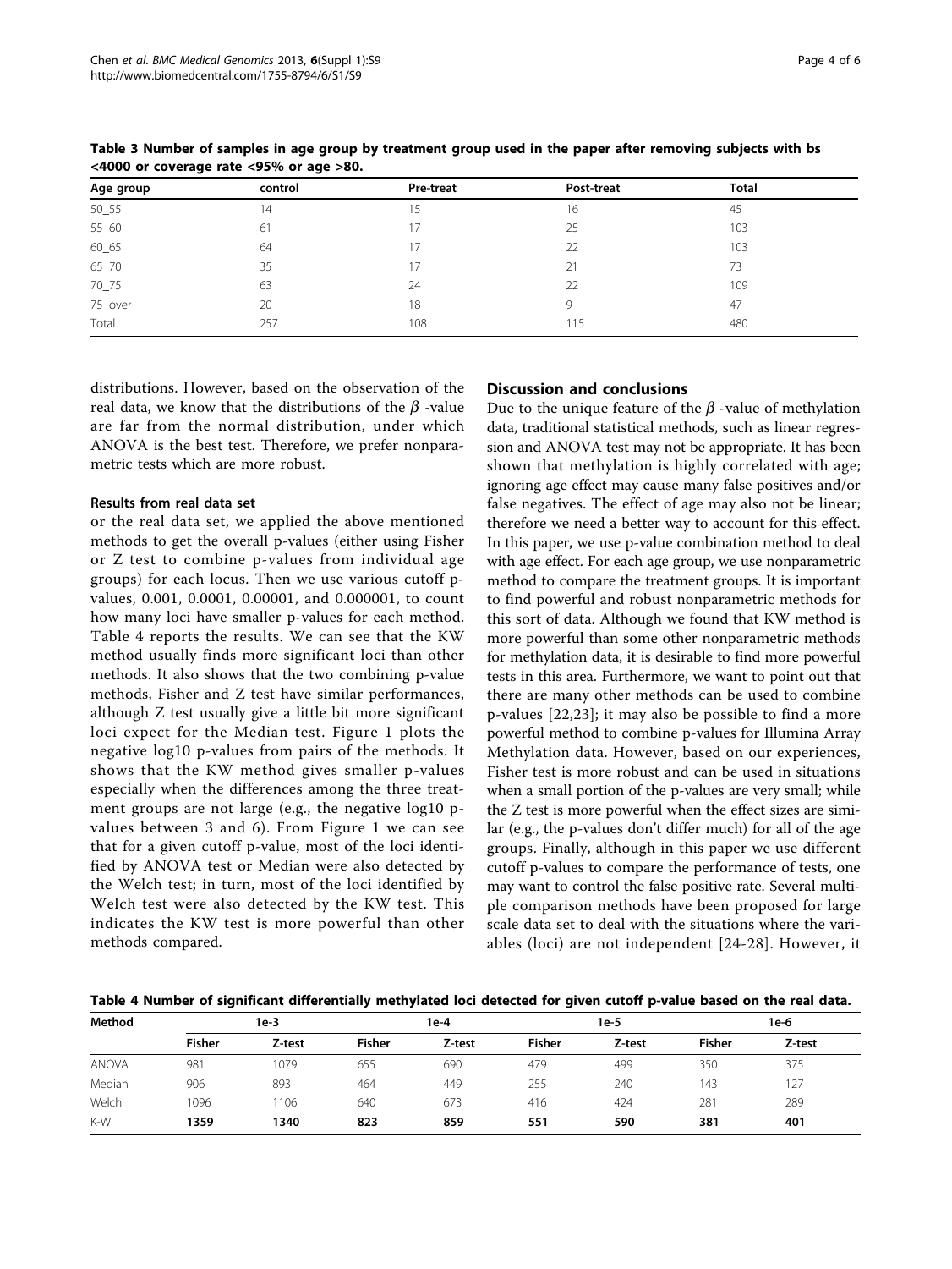Table 3 Number of samples in age group by treatment group used in the paper after removing subjects with bs <4000 or coverage rate <95% or age >80.

| Age group | control | Pre-treat | Post-treat | Total |
|---|---|---|---|---|
| 50_55 | 14 | 15 | 16 | 45 |
| 55_60 | 61 | 17 | 25 | 103 |
| 60_65 | 64 | 17 | 22 | 103 |
| 65_70 | 35 | 17 | 21 | 73 |
| 70_75 | 63 | 24 | 22 | 109 |
| 75_over | 20 | 18 | 9 | 47 |
| Total | 257 | 108 | 115 | 480 |

distributions. However, based on the observation of the real data, we know that the distributions of the $\beta$ -value are far from the normal distribution, under which ANOVA is the best test. Therefore, we prefer nonparametric tests which are more robust.

### Results from real data set

or the real data set, we applied the above mentioned methods to get the overall p-values (either using Fisher or Z test to combine p-values from individual age groups) for each locus. Then we use various cutoff p-values, 0.001, 0.0001, 0.00001, and 0.000001, to count how many loci have smaller p-values for each method. Table 4 reports the results. We can see that the KW method usually finds more significant loci than other methods. It also shows that the two combining p-value methods, Fisher and Z test have similar performances, although Z test usually give a little bit more significant loci expect for the Median test. Figure 1 plots the negative log10 p-values from pairs of the methods. It shows that the KW method gives smaller p-values especially when the differences among the three treatment groups are not large (e.g., the negative log10 p-values between 3 and 6). From Figure 1 we can see that for a given cutoff p-value, most of the loci identified by ANOVA test or Median were also detected by the Welch test; in turn, most of the loci identified by Welch test were also detected by the KW test. This indicates the KW test is more powerful than other methods compared.

## Discussion and conclusions

Due to the unique feature of the $\beta$ -value of methylation data, traditional statistical methods, such as linear regression and ANOVA test may not be appropriate. It has been shown that methylation is highly correlated with age; ignoring age effect may cause many false positives and/or false negatives. The effect of age may also not be linear; therefore we need a better way to account for this effect. In this paper, we use p-value combination method to deal with age effect. For each age group, we use nonparametric method to compare the treatment groups. It is important to find powerful and robust nonparametric methods for this sort of data. Although we found that KW method is more powerful than some other nonparametric methods for methylation data, it is desirable to find more powerful tests in this area. Furthermore, we want to point out that there are many other methods can be used to combine p-values [22,23]; it may also be possible to find a more powerful method to combine p-values for Illumina Array Methylation data. However, based on our experiences, Fisher test is more robust and can be used in situations when a small portion of the p-values are very small; while the Z test is more powerful when the effect sizes are similar (e.g., the p-values don't differ much) for all of the age groups. Finally, although in this paper we use different cutoff p-values to compare the performance of tests, one may want to control the false positive rate. Several multiple comparison methods have been proposed for large scale data set to deal with the situations where the variables (loci) are not independent [24-28]. However, it

Table 4 Number of significant differentially methylated loci detected for given cutoff p-value based on the real data.

| Method | 1e-3 | | 1e-4 | | 1e-5 | | 1e-6 | |
|---|---|---|---|---|---|---|---|---|
| | Fisher | Z-test | Fisher | Z-test | Fisher | Z-test | Fisher | Z-test |
| ANOVA | 981 | 1079 | 655 | 690 | 479 | 499 | 350 | 375 |
| Median | 906 | 893 | 464 | 449 | 255 | 240 | 143 | 127 |
| Welch | 1096 | 1106 | 640 | 673 | 416 | 424 | 281 | 289 |
| K-W | **1359** | **1340** | **823** | **859** | **551** | **590** | **381** | **401** |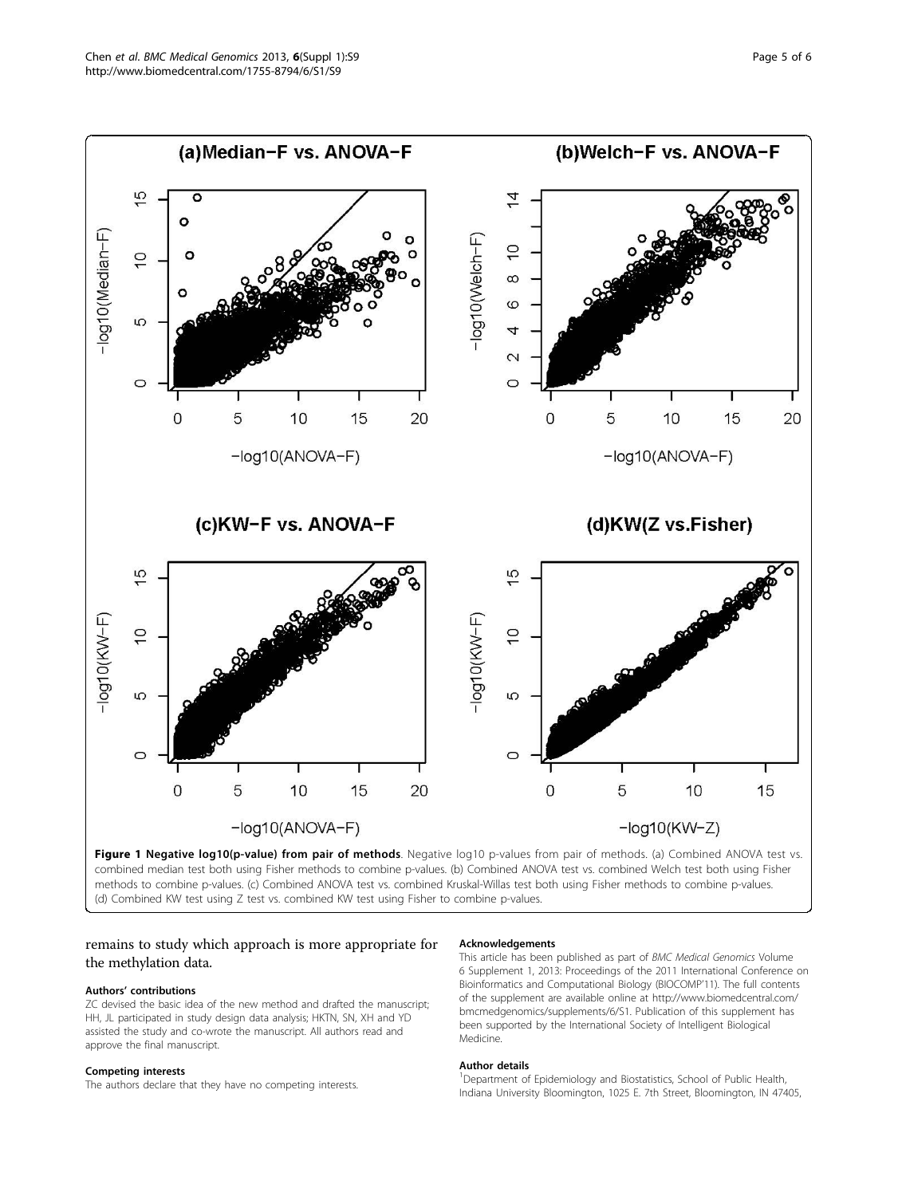**Figure 1 Negative log10(p-value) from pair of methods**. Negative log10 p-values from pair of methods. (a) Combined ANOVA test vs. combined median test both using Fisher methods to combine p-values. (b) Combined ANOVA test vs. combined Welch test both using Fisher methods to combine p-values. (c) Combined ANOVA test vs. combined Kruskal-Willas test both using Fisher methods to combine p-values. (d) Combined KW test using Z test vs. combined KW test using Fisher to combine p-values.

remains to study which approach is more appropriate for the methylation data.

### Authors' contributions

ZC devised the basic idea of the new method and drafted the manuscript; HH, JL participated in study design data analysis; HKTN, SN, XH and YD assisted the study and co-wrote the manuscript. All authors read and approve the final manuscript.

### Competing interests

The authors declare that they have no competing interests.

### Acknowledgements

This article has been published as part of *BMC Medical Genomics* Volume 6 Supplement 1, 2013: Proceedings of the 2011 International Conference on Bioinformatics and Computational Biology (BIOCOMP'11). The full contents of the supplement are available online at http://www.biomedcentral.com/bmcmedgenomics/supplements/6/S1. Publication of this supplement has been supported by the International Society of Intelligent Biological Medicine.

### Author details

[1]Department of Epidemiology and Biostatistics, School of Public Health, Indiana University Bloomington, 1025 E. 7th Street, Bloomington, IN 47405,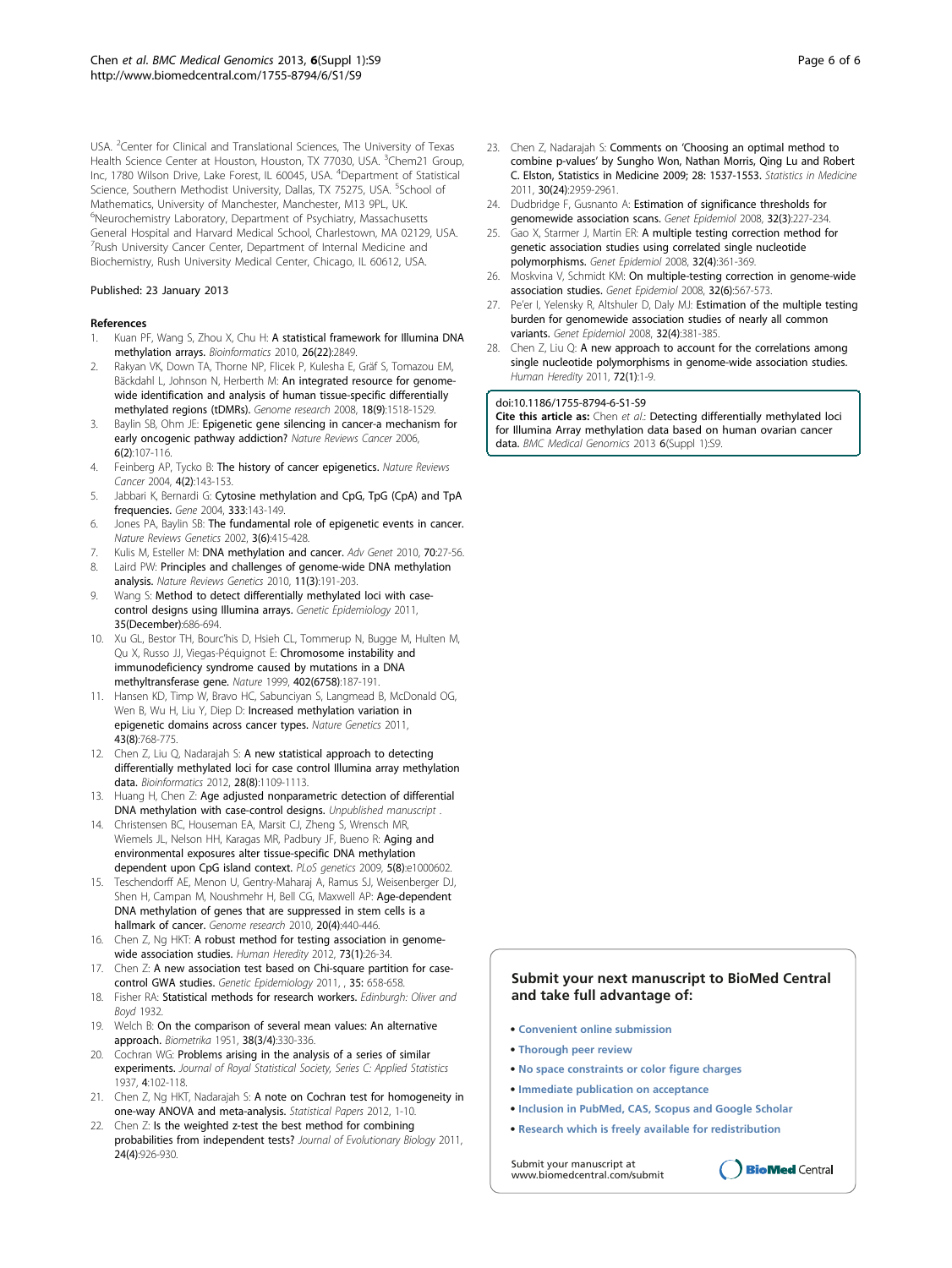USA. [2]Center for Clinical and Translational Sciences, The University of Texas Health Science Center at Houston, Houston, TX 77030, USA. [3]Chem21 Group, Inc, 1780 Wilson Drive, Lake Forest, IL 60045, USA. [4]Department of Statistical Science, Southern Methodist University, Dallas, TX 75275, USA. [5]School of Mathematics, University of Manchester, Manchester, M13 9PL, UK. [6]Neurochemistry Laboratory, Department of Psychiatry, Massachusetts General Hospital and Harvard Medical School, Charlestown, MA 02129, USA. [7]Rush University Cancer Center, Department of Internal Medicine and Biochemistry, Rush University Medical Center, Chicago, IL 60612, USA.

Published: 23 January 2013

#### References

1. Kuan PF, Wang S, Zhou X, Chu H: **A statistical framework for Illumina DNA methylation arrays.** *Bioinformatics* 2010, **26(22)**:2849.
2. Rakyan VK, Down TA, Thorne NP, Flicek P, Kulesha E, Gräf S, Tomazou EM, Bäckdahl L, Johnson N, Herberth M: **An integrated resource for genome-wide identification and analysis of human tissue-specific differentially methylated regions (tDMRs).** *Genome research* 2008, **18(9)**:1518-1529.
3. Baylin SB, Ohm JE: **Epigenetic gene silencing in cancer-a mechanism for early oncogenic pathway addiction?** *Nature Reviews Cancer* 2006, **6(2)**:107-116.
4. Feinberg AP, Tycko B: **The history of cancer epigenetics.** *Nature Reviews Cancer* 2004, **4(2)**:143-153.
5. Jabbari K, Bernardi G: **Cytosine methylation and CpG, TpG (CpA) and TpA frequencies.** *Gene* 2004, **333**:143-149.
6. Jones PA, Baylin SB: **The fundamental role of epigenetic events in cancer.** *Nature Reviews Genetics* 2002, **3(6)**:415-428.
7. Kulis M, Esteller M: **DNA methylation and cancer.** *Adv Genet* 2010, **70**:27-56.
8. Laird PW: **Principles and challenges of genome-wide DNA methylation analysis.** *Nature Reviews Genetics* 2010, **11(3)**:191-203.
9. Wang S: **Method to detect differentially methylated loci with case-control designs using Illumina arrays.** *Genetic Epidemiology* 2011, **35(December)**:686-694.
10. Xu GL, Bestor TH, Bourc'his D, Hsieh CL, Tommerup N, Bugge M, Hulten M, Qu X, Russo JJ, Viegas-Péquignot E: **Chromosome instability and immunodeficiency syndrome caused by mutations in a DNA methyltransferase gene.** *Nature* 1999, **402(6758)**:187-191.
11. Hansen KD, Timp W, Bravo HC, Sabunciyan S, Langmead B, McDonald OG, Wen B, Wu H, Liu Y, Diep D: **Increased methylation variation in epigenetic domains across cancer types.** *Nature Genetics* 2011, **43(8)**:768-775.
12. Chen Z, Liu Q, Nadarajah S: **A new statistical approach to detecting differentially methylated loci for case control Illumina array methylation data.** *Bioinformatics* 2012, **28(8)**:1109-1113.
13. Huang H, Chen Z: **Age adjusted nonparametric detection of differential DNA methylation with case-control designs.** *Unpublished manuscript* .
14. Christensen BC, Houseman EA, Marsit CJ, Zheng S, Wrensch MR, Wiemels JL, Nelson HH, Karagas MR, Padbury JF, Bueno R: **Aging and environmental exposures alter tissue-specific DNA methylation dependent upon CpG island context.** *PLoS genetics* 2009, **5(8)**:e1000602.
15. Teschendorff AE, Menon U, Gentry-Maharaj A, Ramus SJ, Weisenberger DJ, Shen H, Campan M, Noushmehr H, Bell CG, Maxwell AP: **Age-dependent DNA methylation of genes that are suppressed in stem cells is a hallmark of cancer.** *Genome research* 2010, **20(4)**:440-446.
16. Chen Z, Ng HKT: **A robust method for testing association in genome-wide association studies.** *Human Heredity* 2012, **73(1)**:26-34.
17. Chen Z: **A new association test based on Chi-square partition for case-control GWA studies.** *Genetic Epidemiology* 2011, , **35**: 658-658.
18. Fisher RA: **Statistical methods for research workers.** *Edinburgh: Oliver and Boyd* 1932.
19. Welch B: **On the comparison of several mean values: An alternative approach.** *Biometrika* 1951, **38(3/4)**:330-336.
20. Cochran WG: **Problems arising in the analysis of a series of similar experiments.** *Journal of Royal Statistical Society, Series C: Applied Statistics* 1937, **4**:102-118.
21. Chen Z, Ng HKT, Nadarajah S: **A note on Cochran test for homogeneity in one-way ANOVA and meta-analysis.** *Statistical Papers* 2012, 1-10.
22. Chen Z: **Is the weighted z-test the best method for combining probabilities from independent tests?** *Journal of Evolutionary Biology* 2011, **24(4)**:926-930.
23. Chen Z, Nadarajah S: **Comments on 'Choosing an optimal method to combine p-values' by Sungho Won, Nathan Morris, Qing Lu and Robert C. Elston, Statistics in Medicine 2009; 28: 1537-1553.** *Statistics in Medicine* 2011, **30(24)**:2959-2961.
24. Dudbridge F, Gusnanto A: **Estimation of significance thresholds for genomewide association scans.** *Genet Epidemiol* 2008, **32(3)**:227-234.
25. Gao X, Starmer J, Martin ER: **A multiple testing correction method for genetic association studies using correlated single nucleotide polymorphisms.** *Genet Epidemiol* 2008, **32(4)**:361-369.
26. Moskvina V, Schmidt KM: **On multiple-testing correction in genome-wide association studies.** *Genet Epidemiol* 2008, **32(6)**:567-573.
27. Pe'er I, Yelensky R, Altshuler D, Daly MJ: **Estimation of the multiple testing burden for genomewide association studies of nearly all common variants.** *Genet Epidemiol* 2008, **32(4)**:381-385.
28. Chen Z, Liu Q: **A new approach to account for the correlations among single nucleotide polymorphisms in genome-wide association studies.** *Human Heredity* 2011, **72(1)**:1-9.

doi:10.1186/1755-8794-6-S1-S9

**Cite this article as:** Chen *et al.*: Detecting differentially methylated loci for Illumina Array methylation data based on human ovarian cancer data. *BMC Medical Genomics* 2013 **6**(Suppl 1):S9.

**Submit your next manuscript to BioMed Central and take full advantage of:**

- Convenient online submission
- Thorough peer review
- No space constraints or color figure charges
- Immediate publication on acceptance
- Inclusion in PubMed, CAS, Scopus and Google Scholar
- Research which is freely available for redistribution

Submit your manuscript at www.biomedcentral.com/submit

BioMed Central